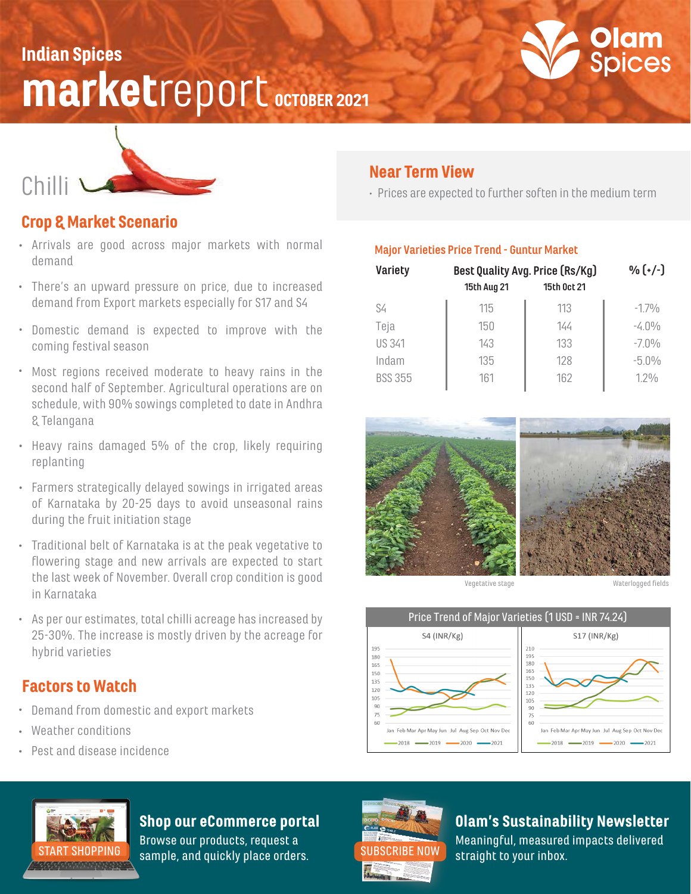# Indian Spices marketreport OCTOBER 2021

Olam Spices

## Chilli

### Crop & Market Scenario

- Arrivals are good across major markets with normal demand
- There's an upward pressure on price, due to increased demand from Export markets especially for S17 and S4
- Domestic demand is expected to improve with the coming festival season
- Most regions received moderate to heavy rains in the second half of September. Agricultural operations are on schedule, with 90% sowings completed to date in Andhra & Telangana
- Heavy rains damaged 5% of the crop, likely requiring replanting
- Farmers strategically delayed sowings in irrigated areas of Karnataka by 20-25 days to avoid unseasonal rains during the fruit initiation stage
- Traditional belt of Karnataka is at the peak vegetative to flowering stage and new arrivals are expected to start the last week of November. Overall crop condition is good in Karnataka
- As per our estimates, total chilli acreage has increased by 25-30%. The increase is mostly driven by the acreage for hybrid varieties

### Factors to Watch

- Demand from domestic and export markets
- Weather conditions
- Pest and disease incidence

### Near Term View

- Prices are expected to further soften in the medium term

### Major Varieties Price Trend - Guntur Market

| Variety | Best Quality Avg. Price (Rs/Kg) | | % (+/-) |
|---|---|---|---|
| | 15th Aug 21 | 15th Oct 21 | |
| S4 | 115 | 113 | -1.7% |
| Teja | 150 | 144 | -4.0% |
| US 341 | 143 | 133 | -7.0% |
| Indam | 135 | 128 | -5.0% |
| BSS 355 | 161 | 162 | 1.2% |

Vegetative stage

Waterlogged fields

Price Trend of Major Varieties (1 USD = INR 74.24)

S4 (INR/Kg) — S17 (INR/Kg)

2018 — 2019 — 2020 — 2021

**Shop our eCommerce portal**
Browse our products, request a sample, and quickly place orders.
START SHOPPING

**Olam's Sustainability Newsletter**
Meaningful, measured impacts delivered straight to your inbox.
SUBSCRIBE NOW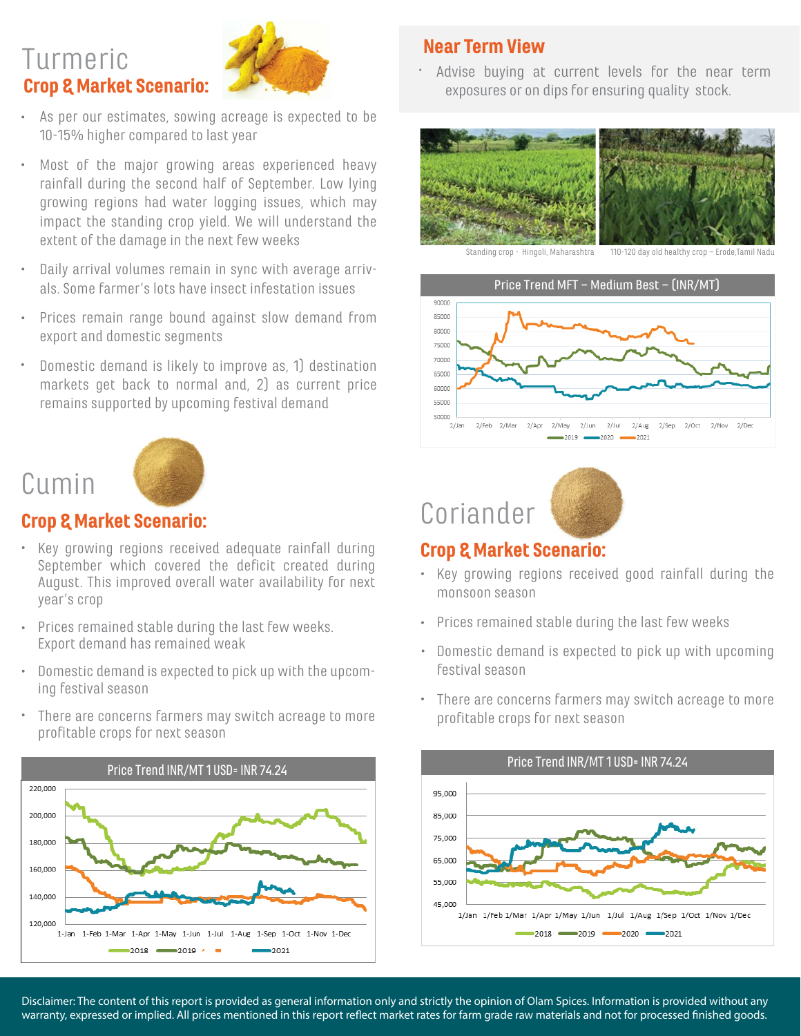# Turmeric

## Crop & Market Scenario:

- As per our estimates, sowing acreage is expected to be 10-15% higher compared to last year
- Most of the major growing areas experienced heavy rainfall during the second half of September. Low lying growing regions had water logging issues, which may impact the standing crop yield. We will understand the extent of the damage in the next few weeks
- Daily arrival volumes remain in sync with average arrivals. Some farmer's lots have insect infestation issues
- Prices remain range bound against slow demand from export and domestic segments
- Domestic demand is likely to improve as, 1) destination markets get back to normal and, 2) as current price remains supported by upcoming festival demand

## Near Term View

- Advise buying at current levels for the near term exposures or on dips for ensuring quality stock.

Standing crop - Hingoli, Maharashtra

110-120 day old healthy crop – Erode,Tamil Nadu

Price Trend MFT – Medium Best – (INR/MT)

90000
85000
80000
75000
70000
65000
60000
55000
50000

2/Jan 2/Feb 2/Mar 2/Apr 2/May 2/Jun 2/Jul 2/Aug 2/Sep 2/Oct 2/Nov 2/Dec

2019 2020 2021

# Cumin

## Crop & Market Scenario:

- Key growing regions received adequate rainfall during September which covered the deficit created during August. This improved overall water availability for next year's crop
- Prices remained stable during the last few weeks. Export demand has remained weak
- Domestic demand is expected to pick up with the upcoming festival season
- There are concerns farmers may switch acreage to more profitable crops for next season

Price Trend INR/MT 1 USD= INR 74.24

220,000
200,000
180,000
160,000
140,000
120,000

1-Jan 1-Feb 1-Mar 1-Apr 1-May 1-Jun 1-Jul 1-Aug 1-Sep 1-Oct 1-Nov 1-Dec

2018 2019 2021

# Coriander

## Crop & Market Scenario:

- Key growing regions received good rainfall during the monsoon season
- Prices remained stable during the last few weeks
- Domestic demand is expected to pick up with upcoming festival season
- There are concerns farmers may switch acreage to more profitable crops for next season

Price Trend INR/MT 1 USD= INR 74.24

95,000
85,000
75,000
65,000
55,000
45,000

1/Jan 1/Feb 1/Mar 1/Apr 1/May 1/Jun 1/Jul 1/Aug 1/Sep 1/Oct 1/Nov 1/Dec

2018 2019 2020 2021

Disclaimer: The content of this report is provided as general information only and strictly the opinion of Olam Spices. Information is provided without any warranty, expressed or implied. All prices mentioned in this report reflect market rates for farm grade raw materials and not for processed finished goods.